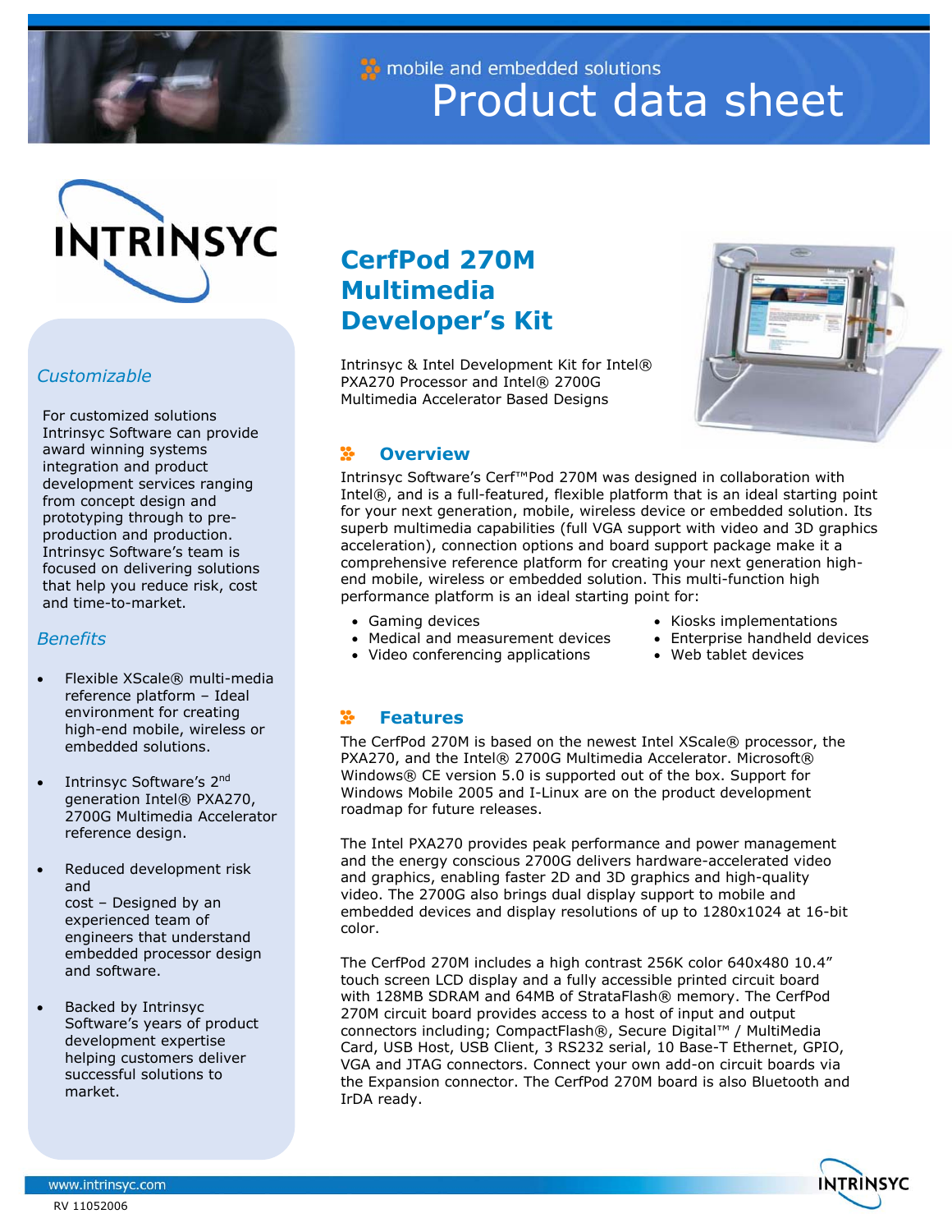mobile and embedded solutions

# Product data sheet

INTRINSYC

## CerfPod 270M Multimedia Developer's Kit

Intrinsyc & Intel Development Kit for Intel® PXA270 Processor and Intel® 2700G Multimedia Accelerator Based Designs

### Overview

Intrinsyc Software's Cerf™Pod 270M was designed in collaboration with Intel®, and is a full-featured, flexible platform that is an ideal starting point for your next generation, mobile, wireless device or embedded solution. Its superb multimedia capabilities (full VGA support with video and 3D graphics acceleration), connection options and board support package make it a comprehensive reference platform for creating your next generation high-end mobile, wireless or embedded solution. This multi-function high performance platform is an ideal starting point for:

- Gaming devices
- Medical and measurement devices
- Video conferencing applications
- Kiosks implementations
- Enterprise handheld devices
- Web tablet devices

### Features

The CerfPod 270M is based on the newest Intel XScale® processor, the PXA270, and the Intel® 2700G Multimedia Accelerator. Microsoft® Windows® CE version 5.0 is supported out of the box. Support for Windows Mobile 2005 and I-Linux are on the product development roadmap for future releases.

The Intel PXA270 provides peak performance and power management and the energy conscious 2700G delivers hardware-accelerated video and graphics, enabling faster 2D and 3D graphics and high-quality video. The 2700G also brings dual display support to mobile and embedded devices and display resolutions of up to 1280x1024 at 16-bit color.

The CerfPod 270M includes a high contrast 256K color 640x480 10.4" touch screen LCD display and a fully accessible printed circuit board with 128MB SDRAM and 64MB of StrataFlash® memory. The CerfPod 270M circuit board provides access to a host of input and output connectors including; CompactFlash®, Secure Digital™ / MultiMedia Card, USB Host, USB Client, 3 RS232 serial, 10 Base-T Ethernet, GPIO, VGA and JTAG connectors. Connect your own add-on circuit boards via the Expansion connector. The CerfPod 270M board is also Bluetooth and IrDA ready.

### *Customizable*

For customized solutions Intrinsyc Software can provide award winning systems integration and product development services ranging from concept design and prototyping through to pre-production and production. Intrinsyc Software's team is focused on delivering solutions that help you reduce risk, cost and time-to-market.

### *Benefits*

- Flexible XScale® multi-media reference platform – Ideal environment for creating high-end mobile, wireless or embedded solutions.
- Intrinsyc Software's 2nd generation Intel® PXA270, 2700G Multimedia Accelerator reference design.
- Reduced development risk and cost – Designed by an experienced team of engineers that understand embedded processor design and software.
- Backed by Intrinsyc Software's years of product development expertise helping customers deliver successful solutions to market.

www.intrinsyc.com

RV 11052006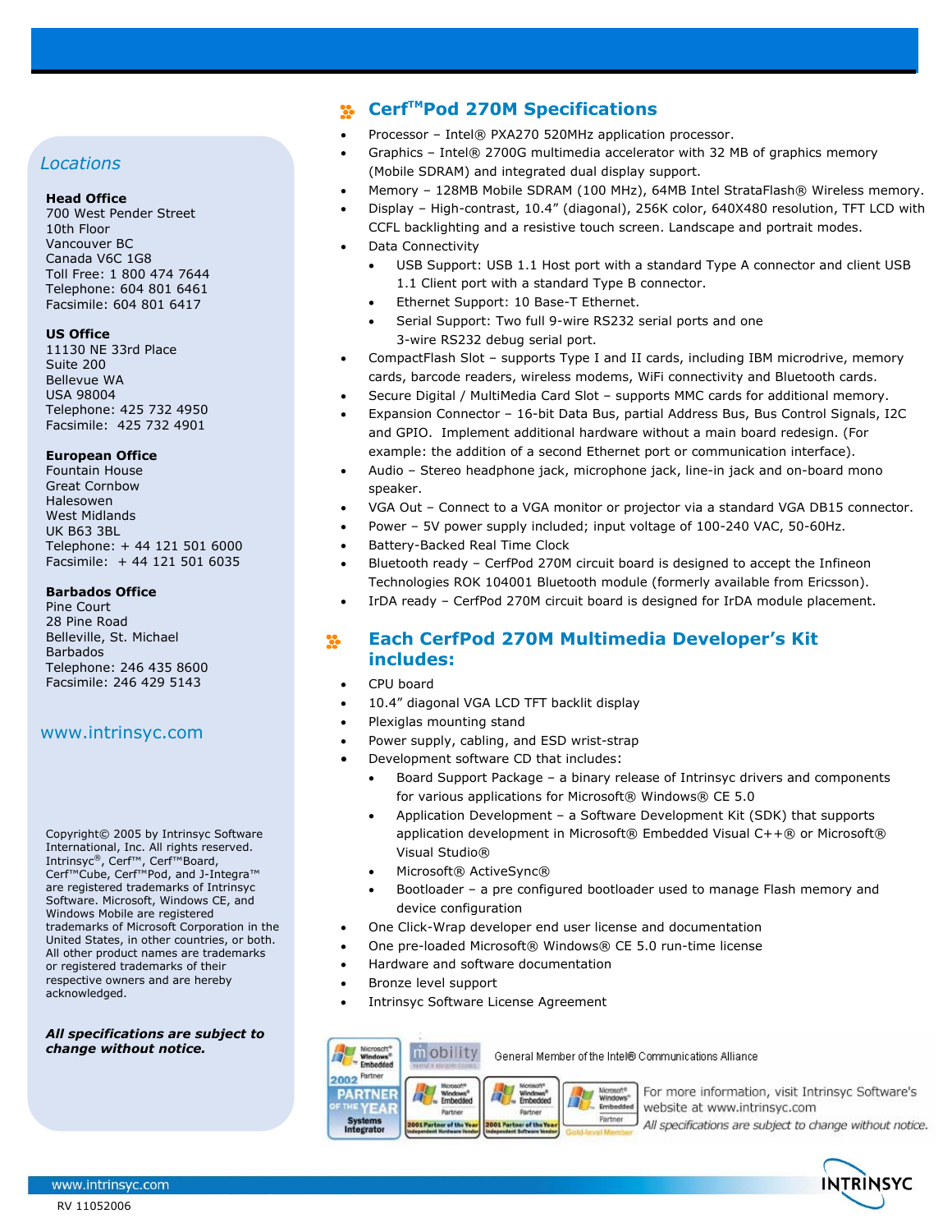## Cerf™Pod 270M Specifications

- Processor – Intel® PXA270 520MHz application processor.
- Graphics – Intel® 2700G multimedia accelerator with 32 MB of graphics memory (Mobile SDRAM) and integrated dual display support.
- Memory – 128MB Mobile SDRAM (100 MHz), 64MB Intel StrataFlash® Wireless memory.
- Display – High-contrast, 10.4" (diagonal), 256K color, 640X480 resolution, TFT LCD with CCFL backlighting and a resistive touch screen. Landscape and portrait modes.
- Data Connectivity
  - USB Support: USB 1.1 Host port with a standard Type A connector and client USB 1.1 Client port with a standard Type B connector.
  - Ethernet Support: 10 Base-T Ethernet.
  - Serial Support: Two full 9-wire RS232 serial ports and one 3-wire RS232 debug serial port.
- CompactFlash Slot – supports Type I and II cards, including IBM microdrive, memory cards, barcode readers, wireless modems, WiFi connectivity and Bluetooth cards.
- Secure Digital / MultiMedia Card Slot – supports MMC cards for additional memory.
- Expansion Connector – 16-bit Data Bus, partial Address Bus, Bus Control Signals, I2C and GPIO. Implement additional hardware without a main board redesign. (For example: the addition of a second Ethernet port or communication interface).
- Audio – Stereo headphone jack, microphone jack, line-in jack and on-board mono speaker.
- VGA Out – Connect to a VGA monitor or projector via a standard VGA DB15 connector.
- Power – 5V power supply included; input voltage of 100-240 VAC, 50-60Hz.
- Battery-Backed Real Time Clock
- Bluetooth ready – CerfPod 270M circuit board is designed to accept the Infineon Technologies ROK 104001 Bluetooth module (formerly available from Ericsson).
- IrDA ready – CerfPod 270M circuit board is designed for IrDA module placement.

## Each CerfPod 270M Multimedia Developer's Kit includes:

- CPU board
- 10.4" diagonal VGA LCD TFT backlit display
- Plexiglas mounting stand
- Power supply, cabling, and ESD wrist-strap
- Development software CD that includes:
  - Board Support Package – a binary release of Intrinsyc drivers and components for various applications for Microsoft® Windows® CE 5.0
  - Application Development – a Software Development Kit (SDK) that supports application development in Microsoft® Embedded Visual C++® or Microsoft® Visual Studio®
  - Microsoft® ActiveSync®
  - Bootloader – a pre configured bootloader used to manage Flash memory and device configuration
- One Click-Wrap developer end user license and documentation
- One pre-loaded Microsoft® Windows® CE 5.0 run-time license
- Hardware and software documentation
- Bronze level support
- Intrinsyc Software License Agreement

General Member of the Intel® Communications Alliance

For more information, visit Intrinsyc Software's website at www.intrinsyc.com

*All specifications are subject to change without notice.*

## Locations

**Head Office**
700 West Pender Street
10th Floor
Vancouver BC
Canada V6C 1G8
Toll Free: 1 800 474 7644
Telephone: 604 801 6461
Facsimile: 604 801 6417

**US Office**
11130 NE 33rd Place
Suite 200
Bellevue WA
USA 98004
Telephone: 425 732 4950
Facsimile: 425 732 4901

**European Office**
Fountain House
Great Cornbow
Halesowen
West Midlands
UK B63 3BL
Telephone: + 44 121 501 6000
Facsimile: + 44 121 501 6035

**Barbados Office**
Pine Court
28 Pine Road
Belleville, St. Michael
Barbados
Telephone: 246 435 8600
Facsimile: 246 429 5143

www.intrinsyc.com

Copyright© 2005 by Intrinsyc Software International, Inc. All rights reserved. Intrinsyc®, Cerf™, Cerf™Board, Cerf™Cube, Cerf™Pod, and J-Integra™ are registered trademarks of Intrinsyc Software. Microsoft, Windows CE, and Windows Mobile are registered trademarks of Microsoft Corporation in the United States, in other countries, or both. All other product names are trademarks or registered trademarks of their respective owners and are hereby acknowledged.

***All specifications are subject to change without notice.***

RV 11052006